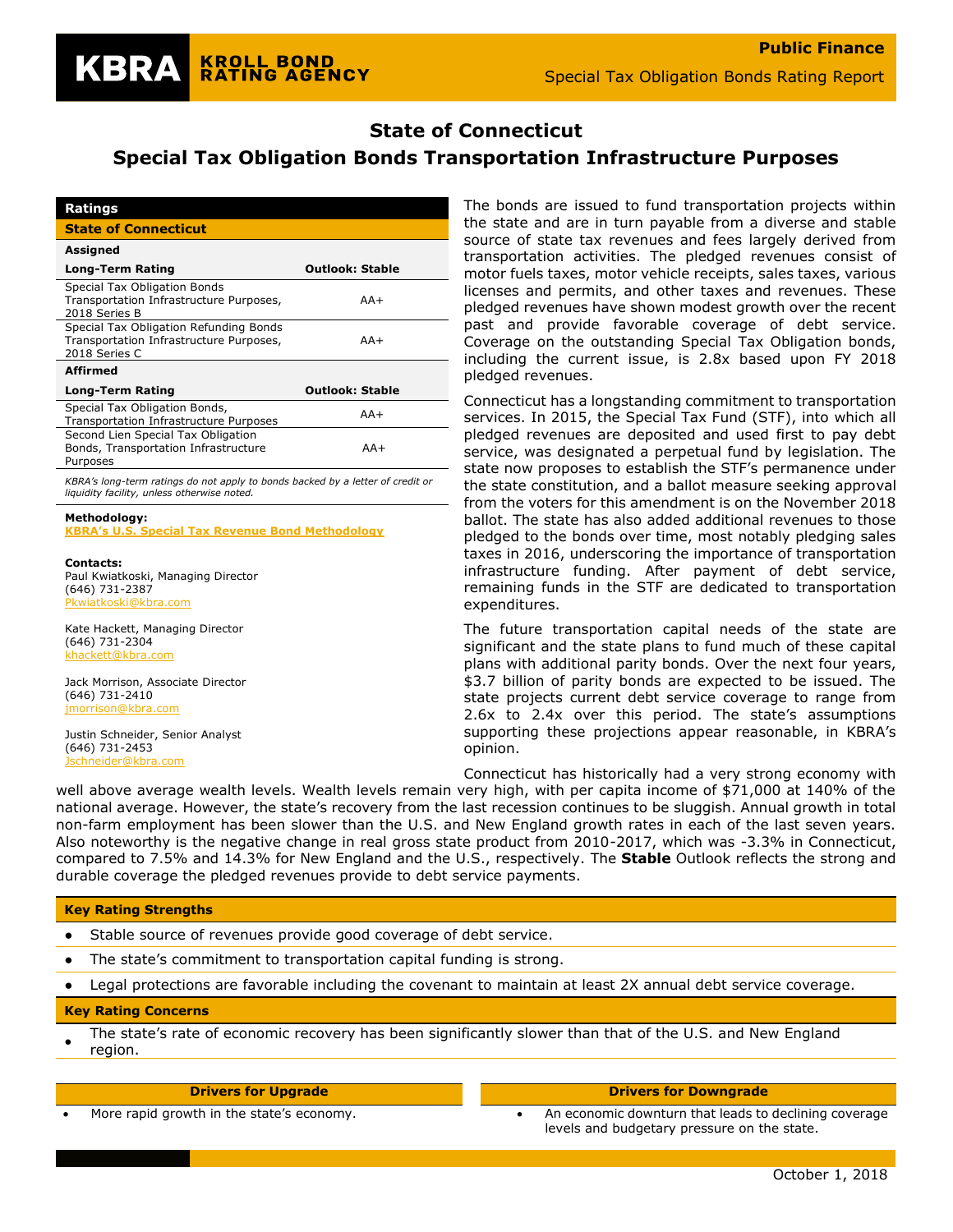# State of Connecticut

## Special Tax Obligation Bonds Transportation Infrastructure Purposes

| Ratings | |
|---|---|
| **State of Connecticut** | |
| **Assigned** | |
| **Long-Term Rating** | **Outlook: Stable** |
| Special Tax Obligation Bonds Transportation Infrastructure Purposes, 2018 Series B | AA+ |
| Special Tax Obligation Refunding Bonds Transportation Infrastructure Purposes, 2018 Series C | AA+ |
| **Affirmed** | |
| **Long-Term Rating** | **Outlook: Stable** |
| Special Tax Obligation Bonds, Transportation Infrastructure Purposes | AA+ |
| Second Lien Special Tax Obligation Bonds, Transportation Infrastructure Purposes | AA+ |

*KBRA's long-term ratings do not apply to bonds backed by a letter of credit or liquidity facility, unless otherwise noted.*

**Methodology:**
KBRA's U.S. Special Tax Revenue Bond Methodology

**Contacts:**

Paul Kwiatkoski, Managing Director
(646) 731-2387
Pkwiatkoski@kbra.com

Kate Hackett, Managing Director
(646) 731-2304
khackett@kbra.com

Jack Morrison, Associate Director
(646) 731-2410
jmorrison@kbra.com

Justin Schneider, Senior Analyst
(646) 731-2453
Jschneider@kbra.com

The bonds are issued to fund transportation projects within the state and are in turn payable from a diverse and stable source of state tax revenues and fees largely derived from transportation activities. The pledged revenues consist of motor fuels taxes, motor vehicle receipts, sales taxes, various licenses and permits, and other taxes and revenues. These pledged revenues have shown modest growth over the recent past and provide favorable coverage of debt service. Coverage on the outstanding Special Tax Obligation bonds, including the current issue, is 2.8x based upon FY 2018 pledged revenues.

Connecticut has a longstanding commitment to transportation services. In 2015, the Special Tax Fund (STF), into which all pledged revenues are deposited and used first to pay debt service, was designated a perpetual fund by legislation. The state now proposes to establish the STF's permanence under the state constitution, and a ballot measure seeking approval from the voters for this amendment is on the November 2018 ballot. The state has also added additional revenues to those pledged to the bonds over time, most notably pledging sales taxes in 2016, underscoring the importance of transportation infrastructure funding. After payment of debt service, remaining funds in the STF are dedicated to transportation expenditures.

The future transportation capital needs of the state are significant and the state plans to fund much of these capital plans with additional parity bonds. Over the next four years, $3.7 billion of parity bonds are expected to be issued. The state projects current debt service coverage to range from 2.6x to 2.4x over this period. The state's assumptions supporting these projections appear reasonable, in KBRA's opinion.

Connecticut has historically had a very strong economy with well above average wealth levels. Wealth levels remain very high, with per capita income of $71,000 at 140% of the national average. However, the state's recovery from the last recession continues to be sluggish. Annual growth in total non-farm employment has been slower than the U.S. and New England growth rates in each of the last seven years. Also noteworthy is the negative change in real gross state product from 2010-2017, which was -3.3% in Connecticut, compared to 7.5% and 14.3% for New England and the U.S., respectively. The **Stable** Outlook reflects the strong and durable coverage the pledged revenues provide to debt service payments.

**Key Rating Strengths**

- Stable source of revenues provide good coverage of debt service.
- The state's commitment to transportation capital funding is strong.
- Legal protections are favorable including the covenant to maintain at least 2X annual debt service coverage.

**Key Rating Concerns**

- The state's rate of economic recovery has been significantly slower than that of the U.S. and New England region.

| Drivers for Upgrade | Drivers for Downgrade |
|---|---|
| More rapid growth in the state's economy. | An economic downturn that leads to declining coverage levels and budgetary pressure on the state. |

October 1, 2018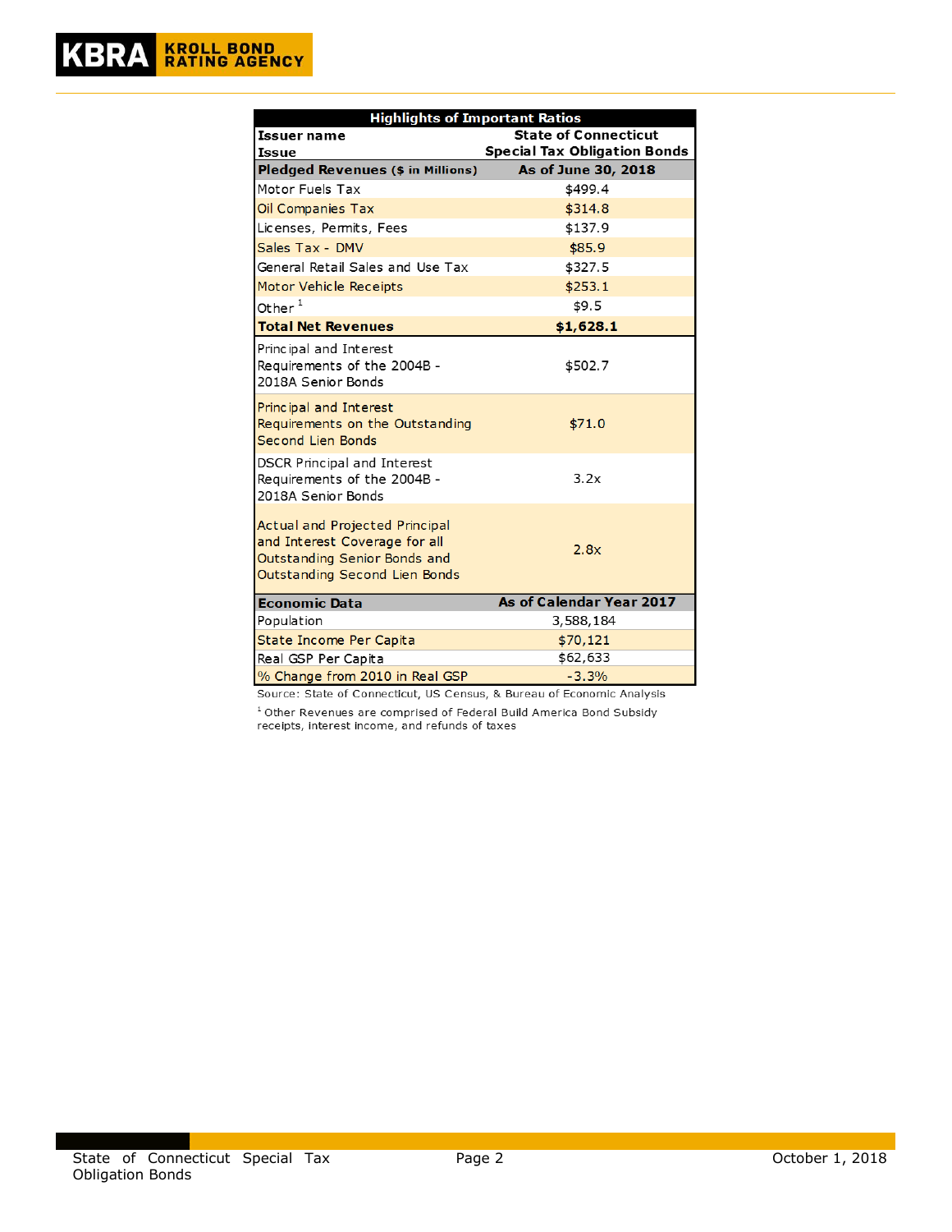| Highlights of Important Ratios | |
|---|---|
| **Issuer name** | **State of Connecticut** |
| **Issue** | **Special Tax Obligation Bonds** |
| **Pledged Revenues ($ in Millions)** | **As of June 30, 2018** |
| Motor Fuels Tax | $499.4 |
| Oil Companies Tax | $314.8 |
| Licenses, Permits, Fees | $137.9 |
| Sales Tax - DMV | $85.9 |
| General Retail Sales and Use Tax | $327.5 |
| Motor Vehicle Receipts | $253.1 |
| Other [1] | $9.5 |
| **Total Net Revenues** | **$1,628.1** |
| Principal and Interest Requirements of the 2004B - 2018A Senior Bonds | $502.7 |
| Principal and Interest Requirements on the Outstanding Second Lien Bonds | $71.0 |
| DSCR Principal and Interest Requirements of the 2004B - 2018A Senior Bonds | 3.2x |
| Actual and Projected Principal and Interest Coverage for all Outstanding Senior Bonds and Outstanding Second Lien Bonds | 2.8x |
| **Economic Data** | **As of Calendar Year 2017** |
| Population | 3,588,184 |
| State Income Per Capita | $70,121 |
| Real GSP Per Capita | $62,633 |
| % Change from 2010 in Real GSP | -3.3% |

Source: State of Connecticut, US Census, & Bureau of Economic Analysis

[1] Other Revenues are comprised of Federal Build America Bond Subsidy receipts, interest income, and refunds of taxes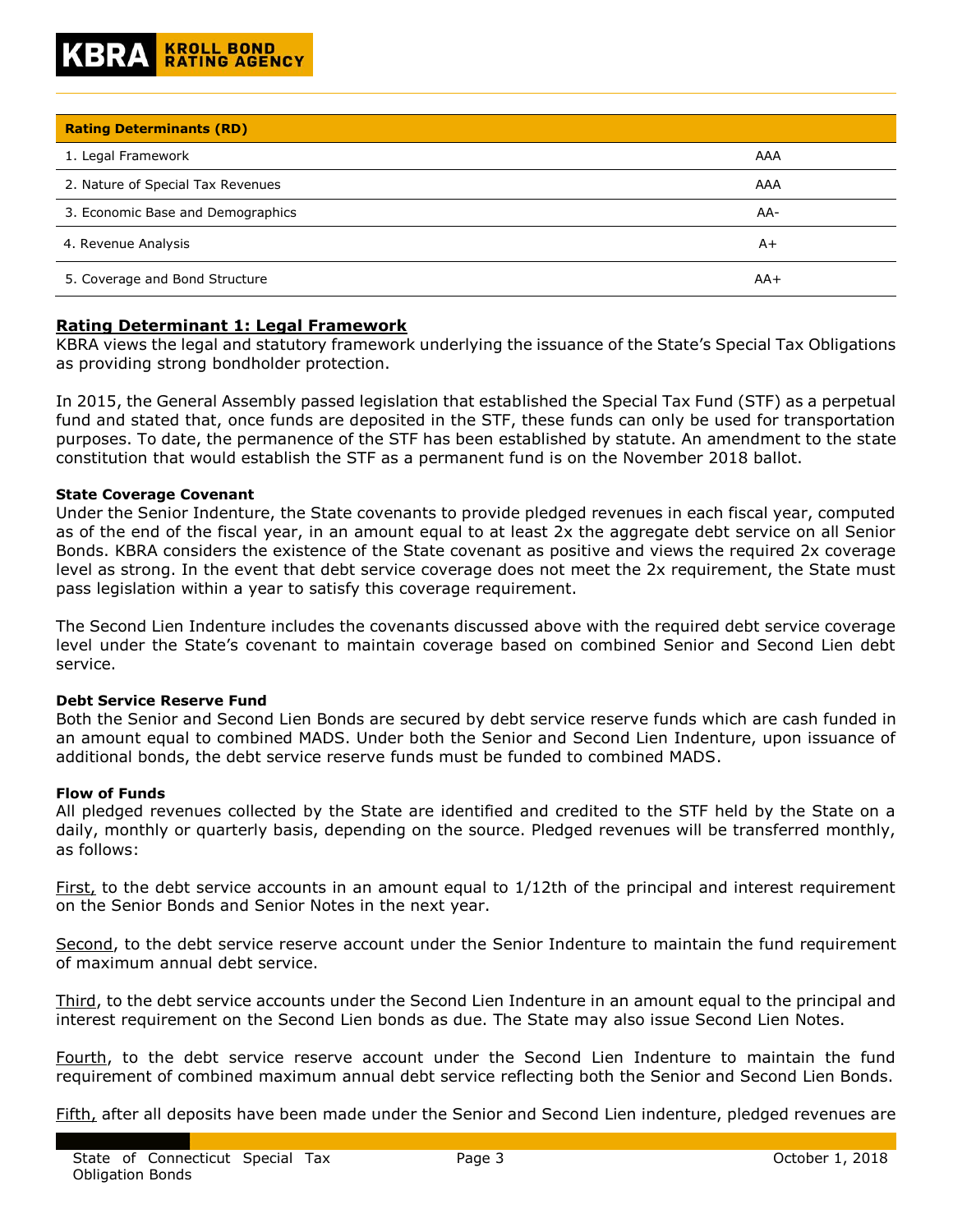| Rating Determinants (RD) | |
|---|---|
| 1. Legal Framework | AAA |
| 2. Nature of Special Tax Revenues | AAA |
| 3. Economic Base and Demographics | AA- |
| 4. Revenue Analysis | A+ |
| 5. Coverage and Bond Structure | AA+ |

## Rating Determinant 1: Legal Framework

KBRA views the legal and statutory framework underlying the issuance of the State's Special Tax Obligations as providing strong bondholder protection.

In 2015, the General Assembly passed legislation that established the Special Tax Fund (STF) as a perpetual fund and stated that, once funds are deposited in the STF, these funds can only be used for transportation purposes. To date, the permanence of the STF has been established by statute. An amendment to the state constitution that would establish the STF as a permanent fund is on the November 2018 ballot.

**State Coverage Covenant**

Under the Senior Indenture, the State covenants to provide pledged revenues in each fiscal year, computed as of the end of the fiscal year, in an amount equal to at least 2x the aggregate debt service on all Senior Bonds. KBRA considers the existence of the State covenant as positive and views the required 2x coverage level as strong. In the event that debt service coverage does not meet the 2x requirement, the State must pass legislation within a year to satisfy this coverage requirement.

The Second Lien Indenture includes the covenants discussed above with the required debt service coverage level under the State's covenant to maintain coverage based on combined Senior and Second Lien debt service.

**Debt Service Reserve Fund**

Both the Senior and Second Lien Bonds are secured by debt service reserve funds which are cash funded in an amount equal to combined MADS. Under both the Senior and Second Lien Indenture, upon issuance of additional bonds, the debt service reserve funds must be funded to combined MADS.

**Flow of Funds**

All pledged revenues collected by the State are identified and credited to the STF held by the State on a daily, monthly or quarterly basis, depending on the source. Pledged revenues will be transferred monthly, as follows:

First, to the debt service accounts in an amount equal to 1/12th of the principal and interest requirement on the Senior Bonds and Senior Notes in the next year.

Second, to the debt service reserve account under the Senior Indenture to maintain the fund requirement of maximum annual debt service.

Third, to the debt service accounts under the Second Lien Indenture in an amount equal to the principal and interest requirement on the Second Lien bonds as due. The State may also issue Second Lien Notes.

Fourth, to the debt service reserve account under the Second Lien Indenture to maintain the fund requirement of combined maximum annual debt service reflecting both the Senior and Second Lien Bonds.

Fifth, after all deposits have been made under the Senior and Second Lien indenture, pledged revenues are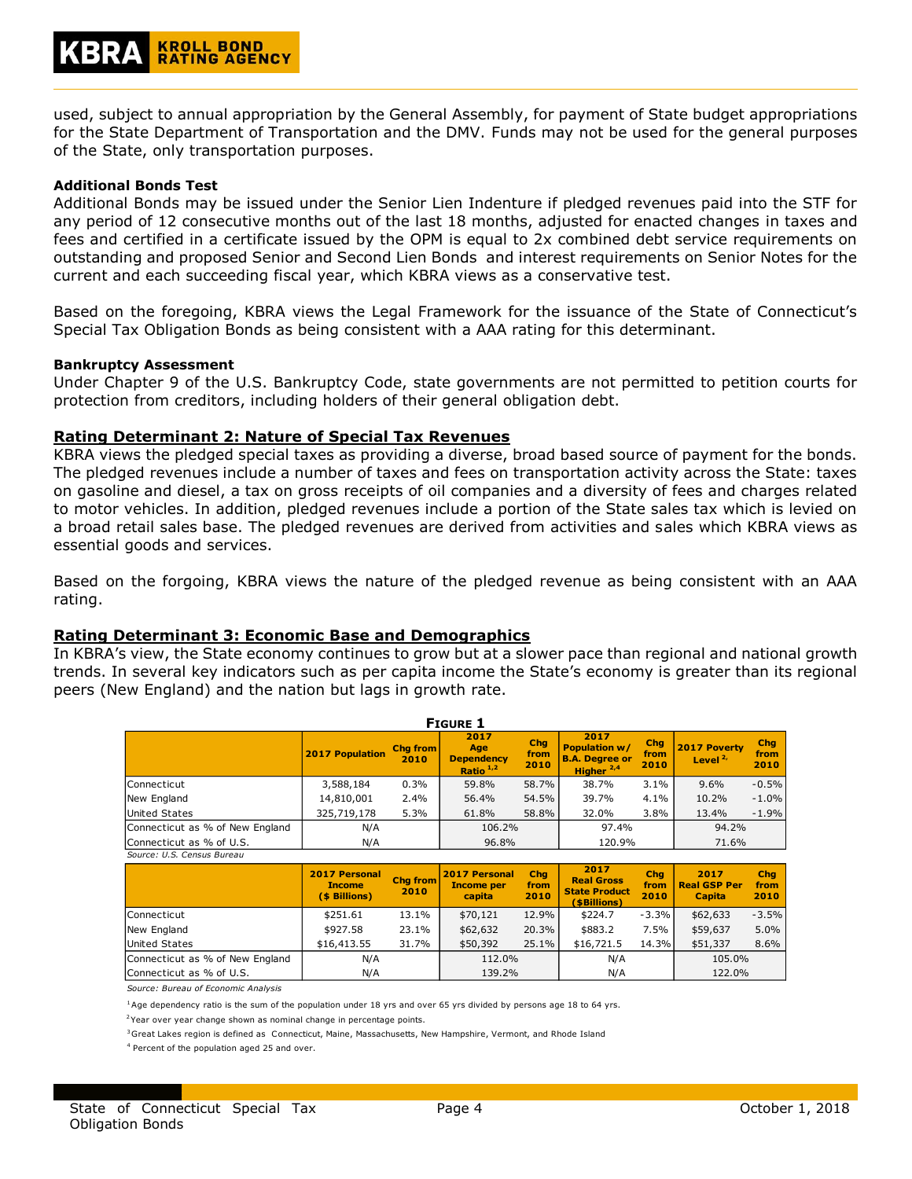used, subject to annual appropriation by the General Assembly, for payment of State budget appropriations for the State Department of Transportation and the DMV. Funds may not be used for the general purposes of the State, only transportation purposes.

**Additional Bonds Test**

Additional Bonds may be issued under the Senior Lien Indenture if pledged revenues paid into the STF for any period of 12 consecutive months out of the last 18 months, adjusted for enacted changes in taxes and fees and certified in a certificate issued by the OPM is equal to 2x combined debt service requirements on outstanding and proposed Senior and Second Lien Bonds and interest requirements on Senior Notes for the current and each succeeding fiscal year, which KBRA views as a conservative test.

Based on the foregoing, KBRA views the Legal Framework for the issuance of the State of Connecticut's Special Tax Obligation Bonds as being consistent with a AAA rating for this determinant.

**Bankruptcy Assessment**

Under Chapter 9 of the U.S. Bankruptcy Code, state governments are not permitted to petition courts for protection from creditors, including holders of their general obligation debt.

## Rating Determinant 2: Nature of Special Tax Revenues

KBRA views the pledged special taxes as providing a diverse, broad based source of payment for the bonds. The pledged revenues include a number of taxes and fees on transportation activity across the State: taxes on gasoline and diesel, a tax on gross receipts of oil companies and a diversity of fees and charges related to motor vehicles. In addition, pledged revenues include a portion of the State sales tax which is levied on a broad retail sales base. The pledged revenues are derived from activities and sales which KBRA views as essential goods and services.

Based on the forgoing, KBRA views the nature of the pledged revenue as being consistent with an AAA rating.

## Rating Determinant 3: Economic Base and Demographics

In KBRA's view, the State economy continues to grow but at a slower pace than regional and national growth trends. In several key indicators such as per capita income the State's economy is greater than its regional peers (New England) and the nation but lags in growth rate.

**FIGURE 1**

| | 2017 Population | Chg from 2010 | 2017 Age Dependency Ratio [1,2] | Chg from 2010 | 2017 Population w/ B.A. Degree or Higher [2,4] | Chg from 2010 | 2017 Poverty Level [2] | Chg from 2010 |
|---|---|---|---|---|---|---|---|---|
| Connecticut | 3,588,184 | 0.3% | 59.8% | 58.7% | 38.7% | 3.1% | 9.6% | -0.5% |
| New England | 14,810,001 | 2.4% | 56.4% | 54.5% | 39.7% | 4.1% | 10.2% | -1.0% |
| United States | 325,719,178 | 5.3% | 61.8% | 58.8% | 32.0% | 3.8% | 13.4% | -1.9% |
| Connecticut as % of New England | N/A | | 106.2% | | 97.4% | | 94.2% | |
| Connecticut as % of U.S. | N/A | | 96.8% | | 120.9% | | 71.6% | |

*Source: U.S. Census Bureau*

| | 2017 Personal Income ($ Billions) | Chg from 2010 | 2017 Personal Income per capita | Chg from 2010 | 2017 Real Gross State Product ($Billions) | Chg from 2010 | 2017 Real GSP Per Capita | Chg from 2010 |
|---|---|---|---|---|---|---|---|---|
| Connecticut | $251.61 | 13.1% | $70,121 | 12.9% | $224.7 | -3.3% | $62,633 | -3.5% |
| New England | $927.58 | 23.1% | $62,632 | 20.3% | $883.2 | 7.5% | $59,637 | 5.0% |
| United States | $16,413.55 | 31.7% | $50,392 | 25.1% | $16,721.5 | 14.3% | $51,337 | 8.6% |
| Connecticut as % of New England | N/A | | 112.0% | | N/A | | 105.0% | |
| Connecticut as % of U.S. | N/A | | 139.2% | | N/A | | 122.0% | |

*Source: Bureau of Economic Analysis*

[1] Age dependency ratio is the sum of the population under 18 yrs and over 65 yrs divided by persons age 18 to 64 yrs.

[2] Year over year change shown as nominal change in percentage points.

[3] Great Lakes region is defined as Connecticut, Maine, Massachusetts, New Hampshire, Vermont, and Rhode Island

[4] Percent of the population aged 25 and over.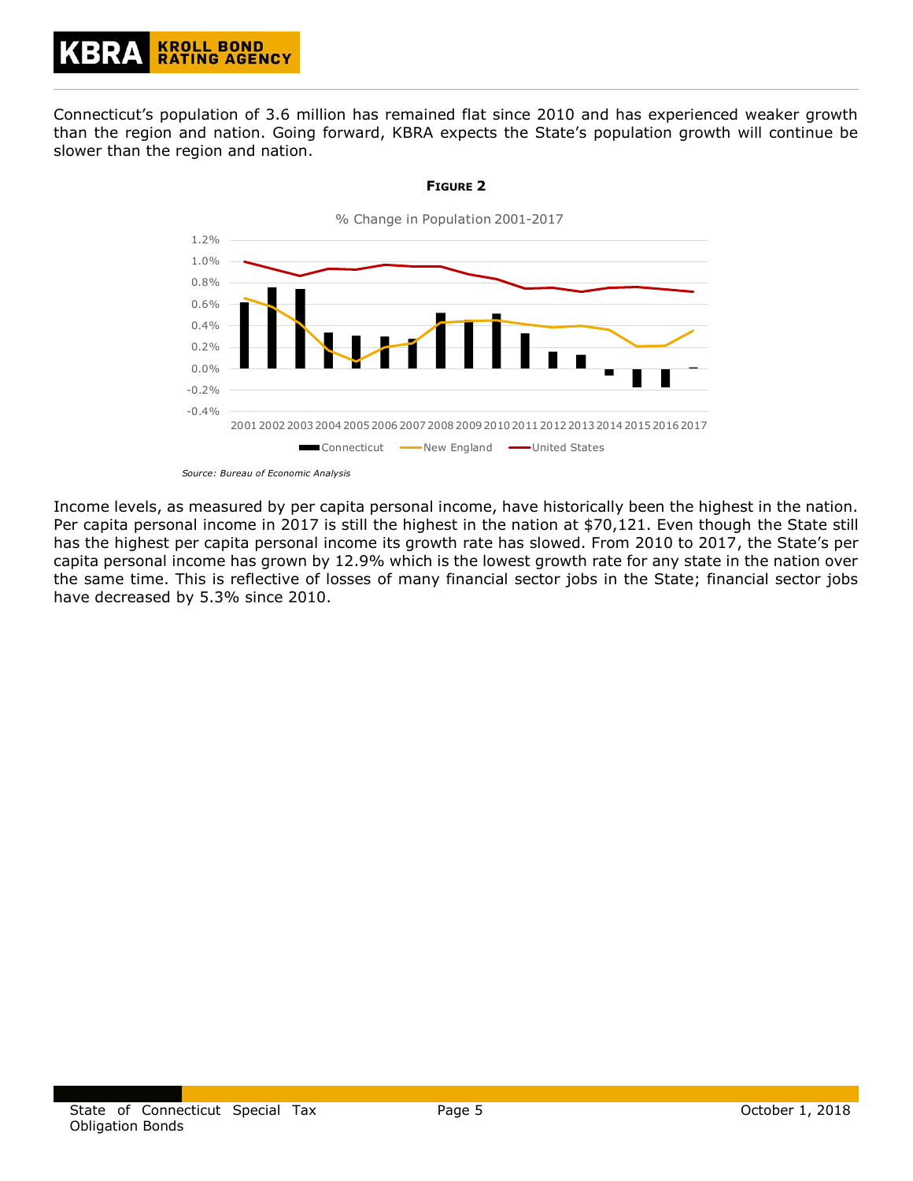Connecticut's population of 3.6 million has remained flat since 2010 and has experienced weaker growth than the region and nation. Going forward, KBRA expects the State's population growth will continue be slower than the region and nation.

**FIGURE 2**

% Change in Population 2001-2017

*Source: Bureau of Economic Analysis*

Income levels, as measured by per capita personal income, have historically been the highest in the nation. Per capita personal income in 2017 is still the highest in the nation at $70,121. Even though the State still has the highest per capita personal income its growth rate has slowed. From 2010 to 2017, the State's per capita personal income has grown by 12.9% which is the lowest growth rate for any state in the nation over the same time. This is reflective of losses of many financial sector jobs in the State; financial sector jobs have decreased by 5.3% since 2010.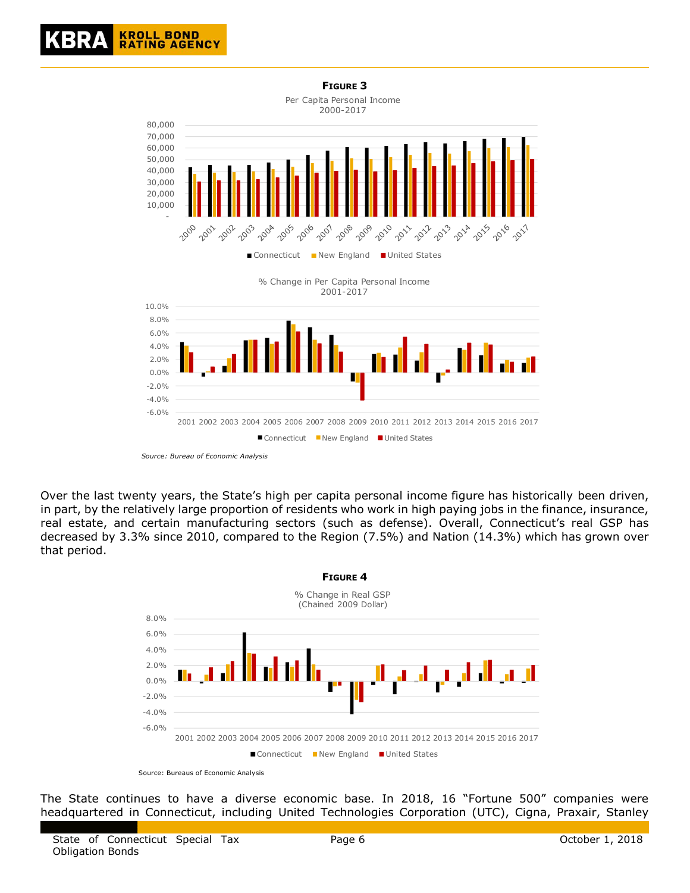**FIGURE 3**

Per Capita Personal Income
2000-2017

■ Connecticut ■ New England ■ United States

% Change in Per Capita Personal Income
2001-2017

■ Connecticut ■ New England ■ United States

*Source: Bureau of Economic Analysis*

Over the last twenty years, the State's high per capita personal income figure has historically been driven, in part, by the relatively large proportion of residents who work in high paying jobs in the finance, insurance, real estate, and certain manufacturing sectors (such as defense). Overall, Connecticut's real GSP has decreased by 3.3% since 2010, compared to the Region (7.5%) and Nation (14.3%) which has grown over that period.

**FIGURE 4**

% Change in Real GSP
(Chained 2009 Dollar)

■ Connecticut ■ New England ■ United States

Source: Bureaus of Economic Analysis

The State continues to have a diverse economic base. In 2018, 16 "Fortune 500" companies were headquartered in Connecticut, including United Technologies Corporation (UTC), Cigna, Praxair, Stanley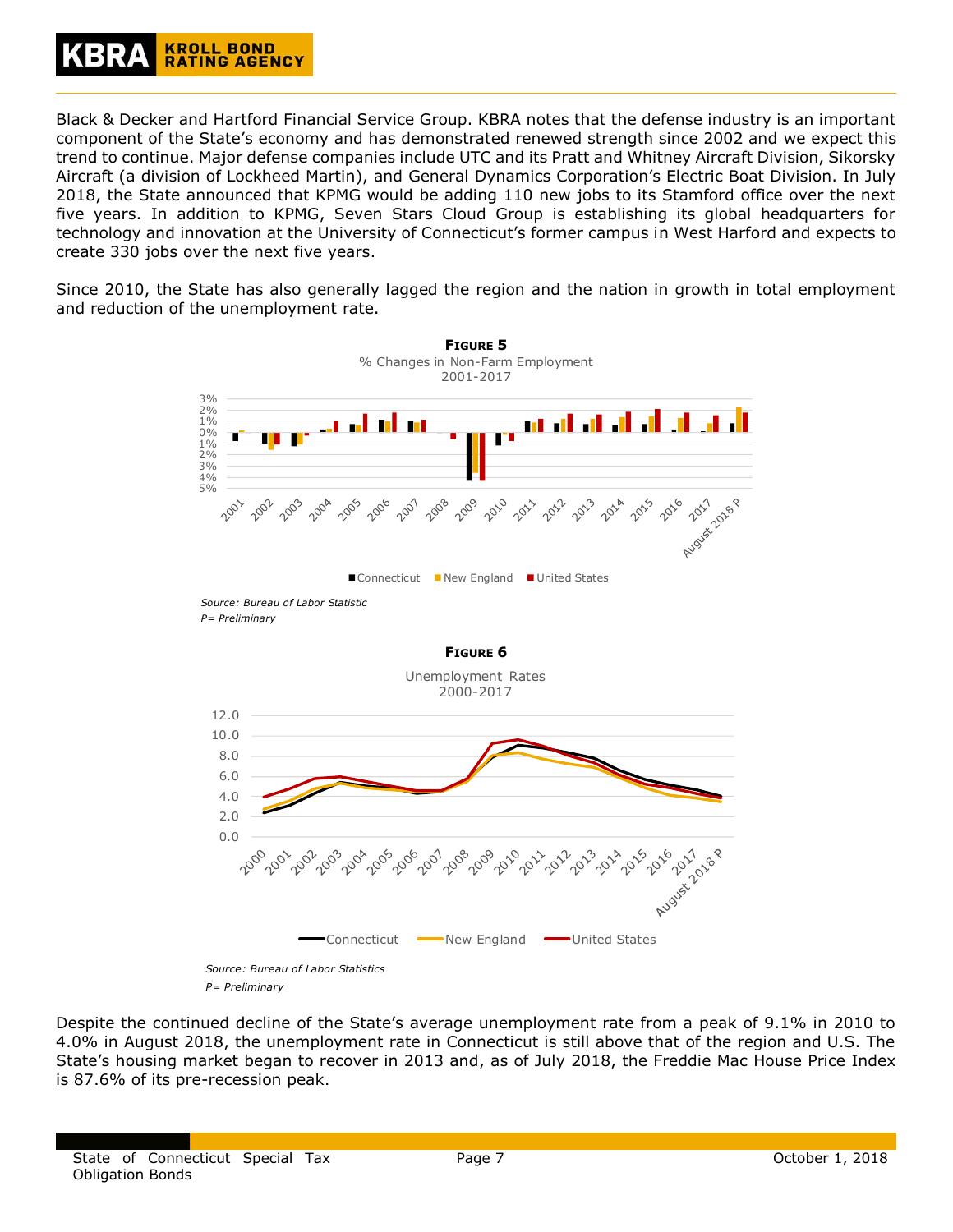Black & Decker and Hartford Financial Service Group. KBRA notes that the defense industry is an important component of the State's economy and has demonstrated renewed strength since 2002 and we expect this trend to continue. Major defense companies include UTC and its Pratt and Whitney Aircraft Division, Sikorsky Aircraft (a division of Lockheed Martin), and General Dynamics Corporation's Electric Boat Division. In July 2018, the State announced that KPMG would be adding 110 new jobs to its Stamford office over the next five years. In addition to KPMG, Seven Stars Cloud Group is establishing its global headquarters for technology and innovation at the University of Connecticut's former campus in West Harford and expects to create 330 jobs over the next five years.

Since 2010, the State has also generally lagged the region and the nation in growth in total employment and reduction of the unemployment rate.

**FIGURE 5**

% Changes in Non-Farm Employment
2001-2017

*Source: Bureau of Labor Statistic*
*P= Preliminary*

**FIGURE 6**

Unemployment Rates
2000-2017

*Source: Bureau of Labor Statistics*
*P= Preliminary*

Despite the continued decline of the State's average unemployment rate from a peak of 9.1% in 2010 to 4.0% in August 2018, the unemployment rate in Connecticut is still above that of the region and U.S. The State's housing market began to recover in 2013 and, as of July 2018, the Freddie Mac House Price Index is 87.6% of its pre-recession peak.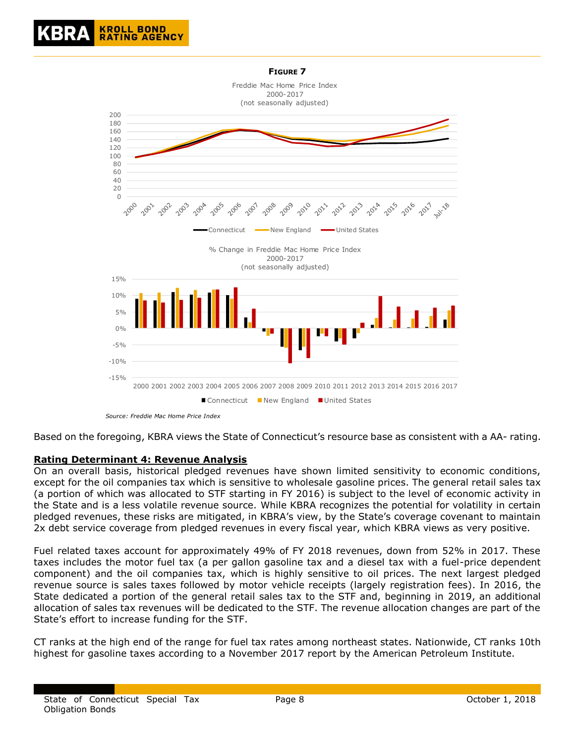**Figure 7**

Freddie Mac Home Price Index
2000-2017
(not seasonally adjusted)

% Change in Freddie Mac Home Price Index
2000-2017
(not seasonally adjusted)

*Source: Freddie Mac Home Price Index*

Based on the foregoing, KBRA views the State of Connecticut's resource base as consistent with a AA- rating.

## Rating Determinant 4: Revenue Analysis

On an overall basis, historical pledged revenues have shown limited sensitivity to economic conditions, except for the oil companies tax which is sensitive to wholesale gasoline prices. The general retail sales tax (a portion of which was allocated to STF starting in FY 2016) is subject to the level of economic activity in the State and is a less volatile revenue source. While KBRA recognizes the potential for volatility in certain pledged revenues, these risks are mitigated, in KBRA's view, by the State's coverage covenant to maintain 2x debt service coverage from pledged revenues in every fiscal year, which KBRA views as very positive.

Fuel related taxes account for approximately 49% of FY 2018 revenues, down from 52% in 2017. These taxes includes the motor fuel tax (a per gallon gasoline tax and a diesel tax with a fuel-price dependent component) and the oil companies tax, which is highly sensitive to oil prices. The next largest pledged revenue source is sales taxes followed by motor vehicle receipts (largely registration fees). In 2016, the State dedicated a portion of the general retail sales tax to the STF and, beginning in 2019, an additional allocation of sales tax revenues will be dedicated to the STF. The revenue allocation changes are part of the State's effort to increase funding for the STF.

CT ranks at the high end of the range for fuel tax rates among northeast states. Nationwide, CT ranks 10th highest for gasoline taxes according to a November 2017 report by the American Petroleum Institute.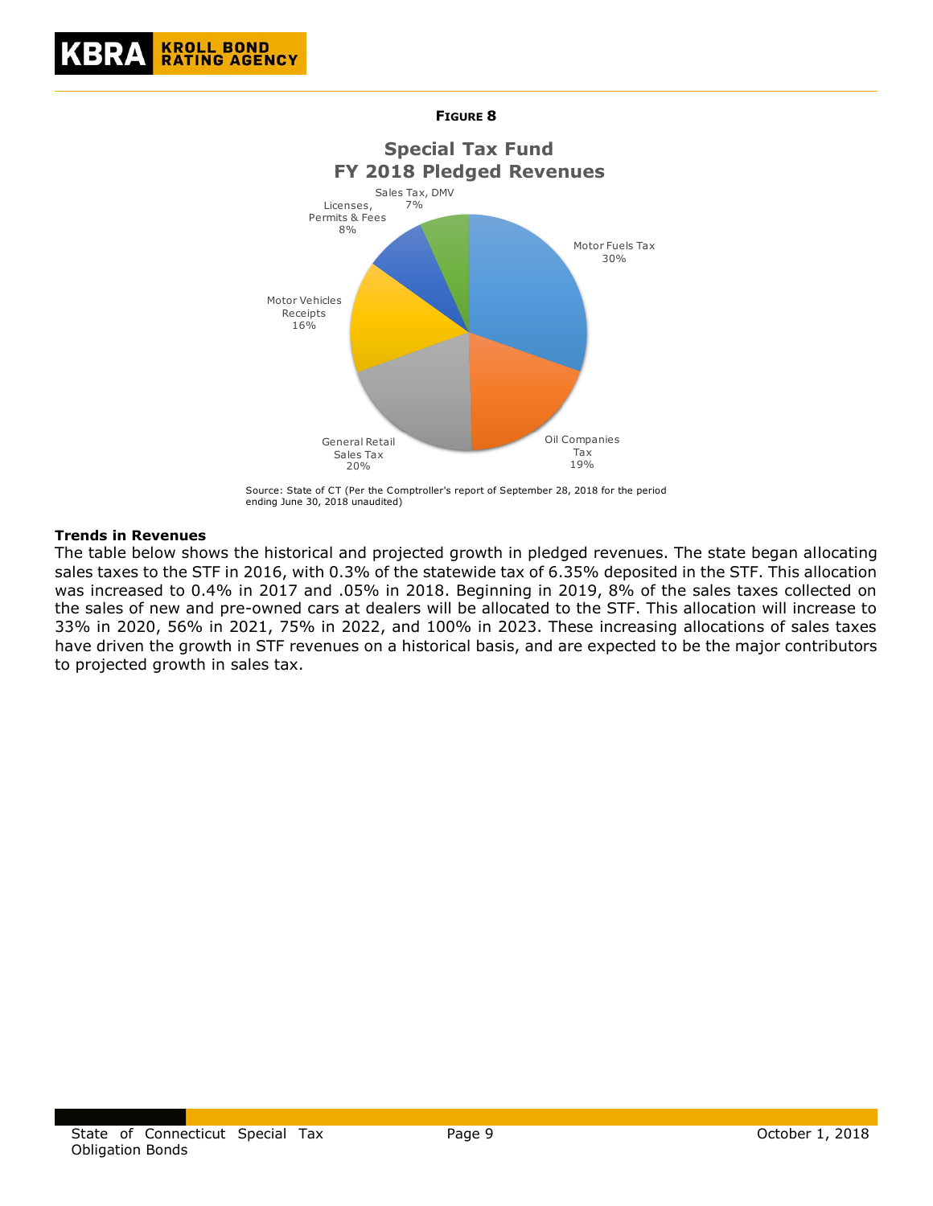**Figure 8**

**Special Tax Fund**
**FY 2018 Pledged Revenues**

| Revenue Source | Share |
| --- | --- |
| Motor Fuels Tax | 30% |
| Oil Companies Tax | 19% |
| General Retail Sales Tax | 20% |
| Motor Vehicles Receipts | 16% |
| Licenses, Permits & Fees | 8% |
| Sales Tax, DMV | 7% |

Source: State of CT (Per the Comptroller's report of September 28, 2018 for the period ending June 30, 2018 unaudited)

**Trends in Revenues**

The table below shows the historical and projected growth in pledged revenues. The state began allocating sales taxes to the STF in 2016, with 0.3% of the statewide tax of 6.35% deposited in the STF. This allocation was increased to 0.4% in 2017 and .05% in 2018. Beginning in 2019, 8% of the sales taxes collected on the sales of new and pre-owned cars at dealers will be allocated to the STF. This allocation will increase to 33% in 2020, 56% in 2021, 75% in 2022, and 100% in 2023. These increasing allocations of sales taxes have driven the growth in STF revenues on a historical basis, and are expected to be the major contributors to projected growth in sales tax.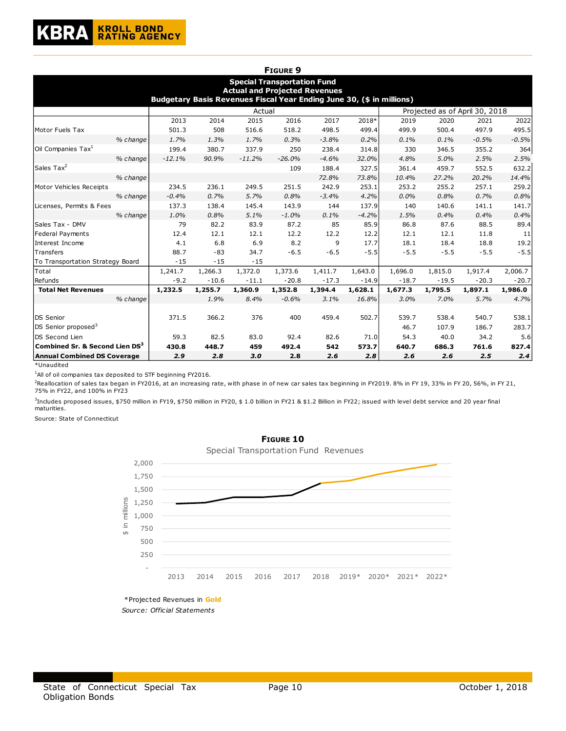**FIGURE 9**

**Special Transportation Fund**
**Actual and Projected Revenues**
**Budgetary Basis Revenues Fiscal Year Ending June 30, ($ in millions)**

| | Actual | | | | | | Projected as of April 30, 2018 | | | |
|---|---|---|---|---|---|---|---|---|---|---|
| | 2013 | 2014 | 2015 | 2016 | 2017 | 2018* | 2019 | 2020 | 2021 | 2022 |
| Motor Fuels Tax | 501.3 | 508 | 516.6 | 518.2 | 498.5 | 499.4 | 499.9 | 500.4 | 497.9 | 495.5 |
| *% change* | *1.7%* | *1.3%* | *1.7%* | *0.3%* | *-3.8%* | *0.2%* | *0.1%* | *0.1%* | *-0.5%* | *-0.5%* |
| Oil Companies Tax[1] | 199.4 | 380.7 | 337.9 | 250 | 238.4 | 314.8 | 330 | 346.5 | 355.2 | 364 |
| *% change* | *-12.1%* | *90.9%* | *-11.2%* | *-26.0%* | *-4.6%* | *32.0%* | *4.8%* | *5.0%* | *2.5%* | *2.5%* |
| Sales Tax[2] | | | | 109 | 188.4 | 327.5 | 361.4 | 459.7 | 552.5 | 632.2 |
| *% change* | | | | | *72.8%* | *73.8%* | *10.4%* | *27.2%* | *20.2%* | *14.4%* |
| Motor Vehicles Receipts | 234.5 | 236.1 | 249.5 | 251.5 | 242.9 | 253.1 | 253.2 | 255.2 | 257.1 | 259.2 |
| *% change* | *-0.4%* | *0.7%* | *5.7%* | *0.8%* | *-3.4%* | *4.2%* | *0.0%* | *0.8%* | *0.7%* | *0.8%* |
| Licenses, Permits & Fees | 137.3 | 138.4 | 145.4 | 143.9 | 144 | 137.9 | 140 | 140.6 | 141.1 | 141.7 |
| *% change* | *1.0%* | *0.8%* | *5.1%* | *-1.0%* | *0.1%* | *-4.2%* | *1.5%* | *0.4%* | *0.4%* | *0.4%* |
| Sales Tax - DMV | 79 | 82.2 | 83.9 | 87.2 | 85 | 85.9 | 86.8 | 87.6 | 88.5 | 89.4 |
| Federal Payments | 12.4 | 12.1 | 12.1 | 12.2 | 12.2 | 12.2 | 12.1 | 12.1 | 11.8 | 11 |
| Interest Income | 4.1 | 6.8 | 6.9 | 8.2 | 9 | 17.7 | 18.1 | 18.4 | 18.8 | 19.2 |
| Transfers | 88.7 | -83 | 34.7 | -6.5 | -6.5 | -5.5 | -5.5 | -5.5 | -5.5 | -5.5 |
| To Transportation Strategy Board | -15 | -15 | -15 | | | | | | | |
| Total | 1,241.7 | 1,266.3 | 1,372.0 | 1,373.6 | 1,411.7 | 1,643.0 | 1,696.0 | 1,815.0 | 1,917.4 | 2,006.7 |
| Refunds | -9.2 | -10.6 | -11.1 | -20.8 | -17.3 | -14.9 | -18.7 | -19.5 | -20.3 | -20.7 |
| **Total Net Revenues** | **1,232.5** | **1,255.7** | **1,360.9** | **1,352.8** | **1,394.4** | **1,628.1** | **1,677.3** | **1,795.5** | **1,897.1** | **1,986.0** |
| *% change* | | *1.9%* | *8.4%* | *-0.6%* | *3.1%* | *16.8%* | *3.0%* | *7.0%* | *5.7%* | *4.7%* |
| | | | | | | | | | | |
| DS Senior | 371.5 | 366.2 | 376 | 400 | 459.4 | 502.7 | 539.7 | 538.4 | 540.7 | 538.1 |
| DS Senior proposed[3] | | | | | | | 46.7 | 107.9 | 186.7 | 283.7 |
| DS Second Lien | 59.3 | 82.5 | 83.0 | 92.4 | 82.6 | 71.0 | 54.3 | 40.0 | 34.2 | 5.6 |
| **Combined Sr. & Second Lien DS[3]** | **430.8** | **448.7** | **459** | **492.4** | **542** | **573.7** | **640.7** | **686.3** | **761.6** | **827.4** |
| **Annual Combined DS Coverage** | ***2.9*** | ***2.8*** | ***3.0*** | ***2.8*** | ***2.6*** | ***2.8*** | ***2.6*** | ***2.6*** | ***2.5*** | ***2.4*** |

*Unaudited

[1]All of oil companies tax deposited to STF beginning FY2016.

[2]Reallocation of sales tax began in FY2016, at an increasing rate, with phase in of new car sales tax beginning in FY2019. 8% in FY 19, 33% in FY 20, 56%, in FY 21, 75% in FY22, and 100% in FY23

[3]Includes proposed issues, $750 million in FY19, $750 million in FY20, $ 1.0 billion in FY21 & $1.2 Billion in FY22; issued with level debt service and 20 year final maturities.

Source: State of Connecticut

**FIGURE 10**

Special Transportation Fund Revenues

*Projected Revenues in **Gold**

*Source: Official Statements*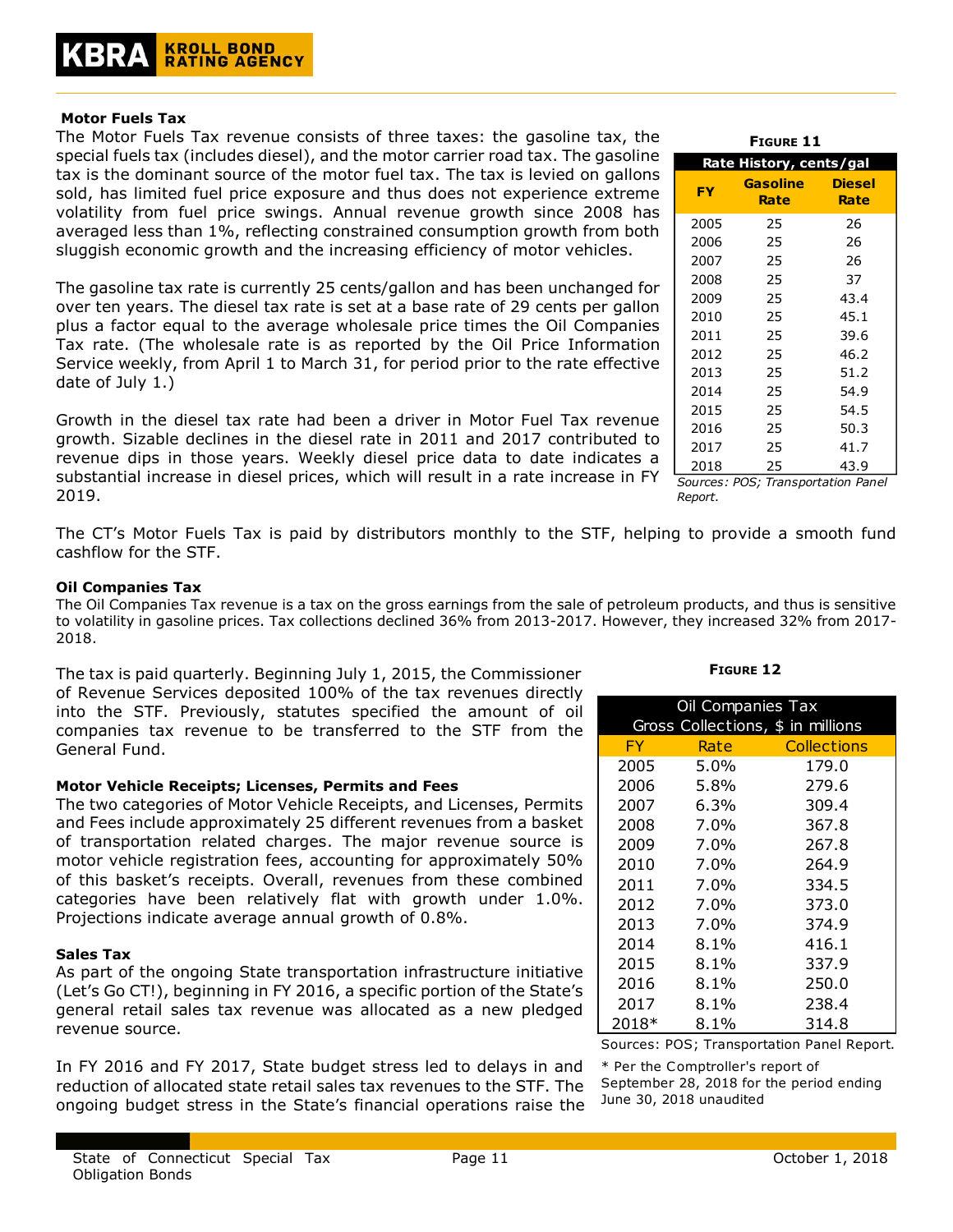**Motor Fuels Tax**

The Motor Fuels Tax revenue consists of three taxes: the gasoline tax, the special fuels tax (includes diesel), and the motor carrier road tax. The gasoline tax is the dominant source of the motor fuel tax. The tax is levied on gallons sold, has limited fuel price exposure and thus does not experience extreme volatility from fuel price swings. Annual revenue growth since 2008 has averaged less than 1%, reflecting constrained consumption growth from both sluggish economic growth and the increasing efficiency of motor vehicles.

The gasoline tax rate is currently 25 cents/gallon and has been unchanged for over ten years. The diesel tax rate is set at a base rate of 29 cents per gallon plus a factor equal to the average wholesale price times the Oil Companies Tax rate. (The wholesale rate is as reported by the Oil Price Information Service weekly, from April 1 to March 31, for period prior to the rate effective date of July 1.)

Growth in the diesel tax rate had been a driver in Motor Fuel Tax revenue growth. Sizable declines in the diesel rate in 2011 and 2017 contributed to revenue dips in those years. Weekly diesel price data to date indicates a substantial increase in diesel prices, which will result in a rate increase in FY 2019.

**FIGURE 11**

| Rate History, cents/gal | | |
|---|---|---|
| FY | Gasoline Rate | Diesel Rate |
| 2005 | 25 | 26 |
| 2006 | 25 | 26 |
| 2007 | 25 | 26 |
| 2008 | 25 | 37 |
| 2009 | 25 | 43.4 |
| 2010 | 25 | 45.1 |
| 2011 | 25 | 39.6 |
| 2012 | 25 | 46.2 |
| 2013 | 25 | 51.2 |
| 2014 | 25 | 54.9 |
| 2015 | 25 | 54.5 |
| 2016 | 25 | 50.3 |
| 2017 | 25 | 41.7 |
| 2018 | 25 | 43.9 |

*Sources: POS; Transportation Panel Report.*

The CT's Motor Fuels Tax is paid by distributors monthly to the STF, helping to provide a smooth fund cashflow for the STF.

**Oil Companies Tax**

The Oil Companies Tax revenue is a tax on the gross earnings from the sale of petroleum products, and thus is sensitive to volatility in gasoline prices. Tax collections declined 36% from 2013-2017. However, they increased 32% from 2017-2018.

The tax is paid quarterly. Beginning July 1, 2015, the Commissioner of Revenue Services deposited 100% of the tax revenues directly into the STF. Previously, statutes specified the amount of oil companies tax revenue to be transferred to the STF from the General Fund.

**FIGURE 12**

| Oil Companies Tax Gross Collections, $ in millions | | |
|---|---|---|
| FY | Rate | Collections |
| 2005 | 5.0% | 179.0 |
| 2006 | 5.8% | 279.6 |
| 2007 | 6.3% | 309.4 |
| 2008 | 7.0% | 367.8 |
| 2009 | 7.0% | 267.8 |
| 2010 | 7.0% | 264.9 |
| 2011 | 7.0% | 334.5 |
| 2012 | 7.0% | 373.0 |
| 2013 | 7.0% | 374.9 |
| 2014 | 8.1% | 416.1 |
| 2015 | 8.1% | 337.9 |
| 2016 | 8.1% | 250.0 |
| 2017 | 8.1% | 238.4 |
| 2018* | 8.1% | 314.8 |

Sources: POS; Transportation Panel Report.

* Per the Comptroller's report of September 28, 2018 for the period ending June 30, 2018 unaudited

**Motor Vehicle Receipts; Licenses, Permits and Fees**

The two categories of Motor Vehicle Receipts, and Licenses, Permits and Fees include approximately 25 different revenues from a basket of transportation related charges. The major revenue source is motor vehicle registration fees, accounting for approximately 50% of this basket's receipts. Overall, revenues from these combined categories have been relatively flat with growth under 1.0%. Projections indicate average annual growth of 0.8%.

**Sales Tax**

As part of the ongoing State transportation infrastructure initiative (Let's Go CT!), beginning in FY 2016, a specific portion of the State's general retail sales tax revenue was allocated as a new pledged revenue source.

In FY 2016 and FY 2017, State budget stress led to delays in and reduction of allocated state retail sales tax revenues to the STF. The ongoing budget stress in the State's financial operations raise the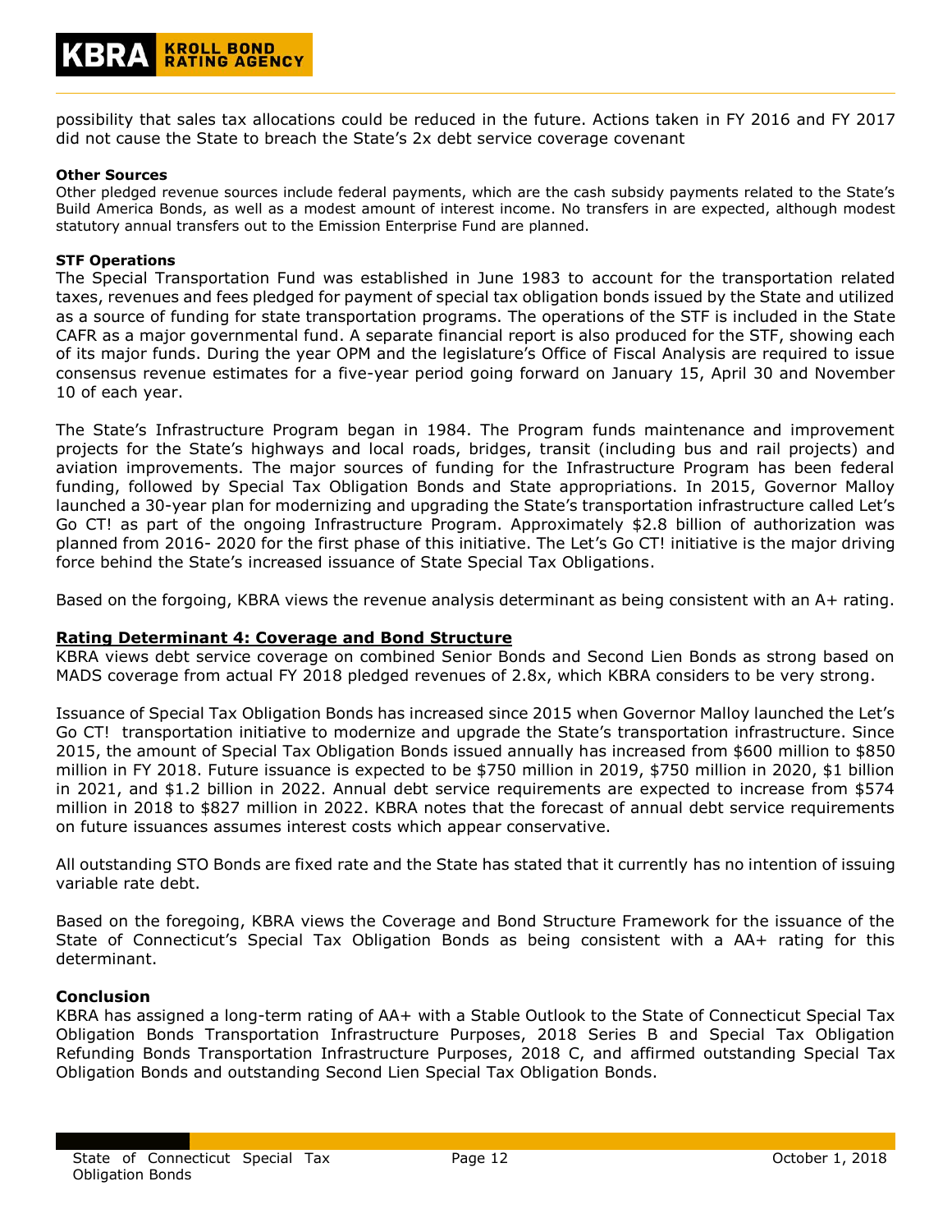possibility that sales tax allocations could be reduced in the future. Actions taken in FY 2016 and FY 2017 did not cause the State to breach the State's 2x debt service coverage covenant

**Other Sources**

Other pledged revenue sources include federal payments, which are the cash subsidy payments related to the State's Build America Bonds, as well as a modest amount of interest income. No transfers in are expected, although modest statutory annual transfers out to the Emission Enterprise Fund are planned.

**STF Operations**

The Special Transportation Fund was established in June 1983 to account for the transportation related taxes, revenues and fees pledged for payment of special tax obligation bonds issued by the State and utilized as a source of funding for state transportation programs. The operations of the STF is included in the State CAFR as a major governmental fund. A separate financial report is also produced for the STF, showing each of its major funds. During the year OPM and the legislature's Office of Fiscal Analysis are required to issue consensus revenue estimates for a five-year period going forward on January 15, April 30 and November 10 of each year.

The State's Infrastructure Program began in 1984. The Program funds maintenance and improvement projects for the State's highways and local roads, bridges, transit (including bus and rail projects) and aviation improvements. The major sources of funding for the Infrastructure Program has been federal funding, followed by Special Tax Obligation Bonds and State appropriations. In 2015, Governor Malloy launched a 30-year plan for modernizing and upgrading the State's transportation infrastructure called Let's Go CT! as part of the ongoing Infrastructure Program. Approximately $2.8 billion of authorization was planned from 2016- 2020 for the first phase of this initiative. The Let's Go CT! initiative is the major driving force behind the State's increased issuance of State Special Tax Obligations.

Based on the forgoing, KBRA views the revenue analysis determinant as being consistent with an A+ rating.

**Rating Determinant 4: Coverage and Bond Structure**

KBRA views debt service coverage on combined Senior Bonds and Second Lien Bonds as strong based on MADS coverage from actual FY 2018 pledged revenues of 2.8x, which KBRA considers to be very strong.

Issuance of Special Tax Obligation Bonds has increased since 2015 when Governor Malloy launched the Let's Go CT! transportation initiative to modernize and upgrade the State's transportation infrastructure. Since 2015, the amount of Special Tax Obligation Bonds issued annually has increased from $600 million to $850 million in FY 2018. Future issuance is expected to be $750 million in 2019, $750 million in 2020, $1 billion in 2021, and $1.2 billion in 2022. Annual debt service requirements are expected to increase from $574 million in 2018 to $827 million in 2022. KBRA notes that the forecast of annual debt service requirements on future issuances assumes interest costs which appear conservative.

All outstanding STO Bonds are fixed rate and the State has stated that it currently has no intention of issuing variable rate debt.

Based on the foregoing, KBRA views the Coverage and Bond Structure Framework for the issuance of the State of Connecticut's Special Tax Obligation Bonds as being consistent with a AA+ rating for this determinant.

**Conclusion**

KBRA has assigned a long-term rating of AA+ with a Stable Outlook to the State of Connecticut Special Tax Obligation Bonds Transportation Infrastructure Purposes, 2018 Series B and Special Tax Obligation Refunding Bonds Transportation Infrastructure Purposes, 2018 C, and affirmed outstanding Special Tax Obligation Bonds and outstanding Second Lien Special Tax Obligation Bonds.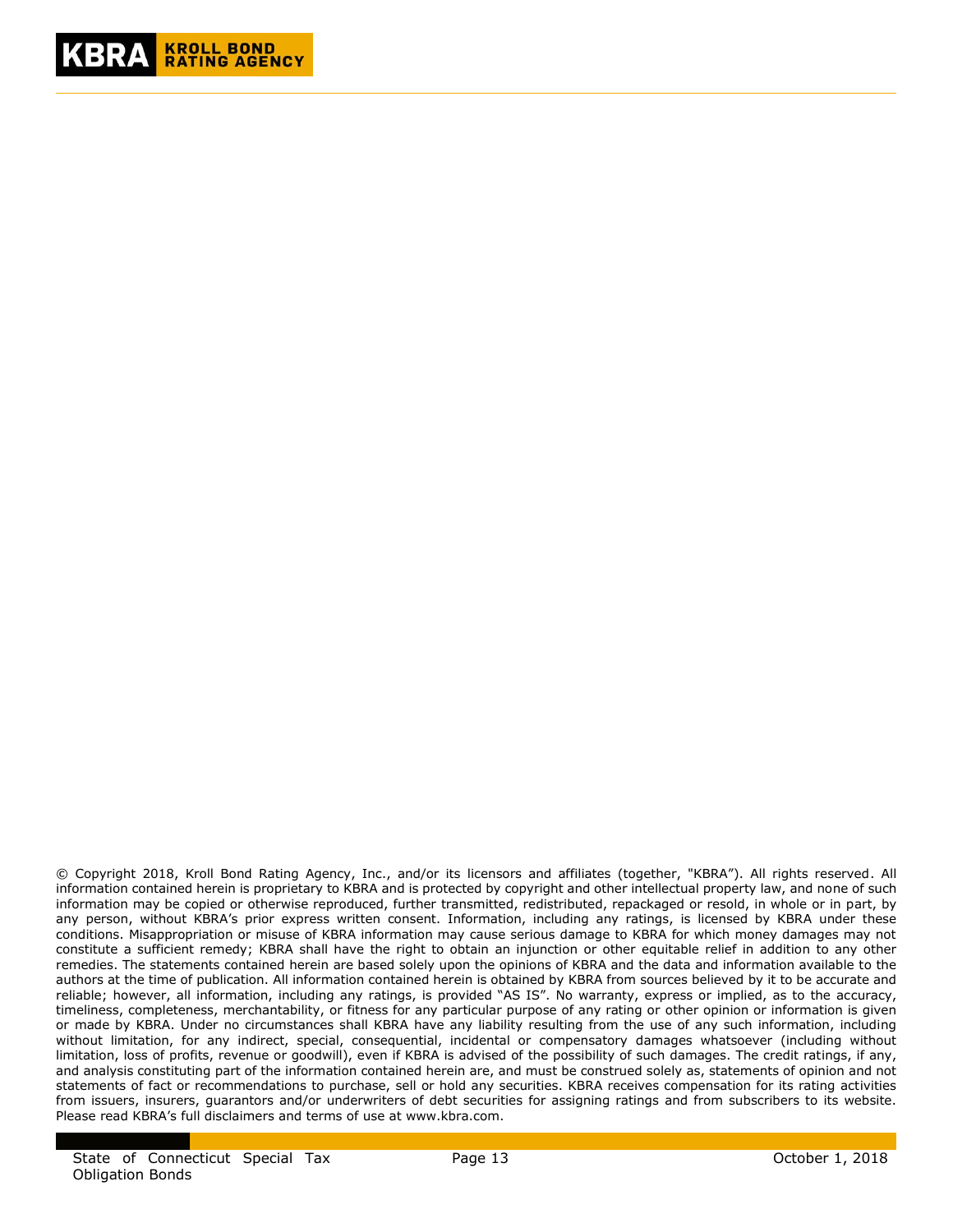© Copyright 2018, Kroll Bond Rating Agency, Inc., and/or its licensors and affiliates (together, "KBRA"). All rights reserved. All information contained herein is proprietary to KBRA and is protected by copyright and other intellectual property law, and none of such information may be copied or otherwise reproduced, further transmitted, redistributed, repackaged or resold, in whole or in part, by any person, without KBRA's prior express written consent. Information, including any ratings, is licensed by KBRA under these conditions. Misappropriation or misuse of KBRA information may cause serious damage to KBRA for which money damages may not constitute a sufficient remedy; KBRA shall have the right to obtain an injunction or other equitable relief in addition to any other remedies. The statements contained herein are based solely upon the opinions of KBRA and the data and information available to the authors at the time of publication. All information contained herein is obtained by KBRA from sources believed by it to be accurate and reliable; however, all information, including any ratings, is provided "AS IS". No warranty, express or implied, as to the accuracy, timeliness, completeness, merchantability, or fitness for any particular purpose of any rating or other opinion or information is given or made by KBRA. Under no circumstances shall KBRA have any liability resulting from the use of any such information, including without limitation, for any indirect, special, consequential, incidental or compensatory damages whatsoever (including without limitation, loss of profits, revenue or goodwill), even if KBRA is advised of the possibility of such damages. The credit ratings, if any, and analysis constituting part of the information contained herein are, and must be construed solely as, statements of opinion and not statements of fact or recommendations to purchase, sell or hold any securities. KBRA receives compensation for its rating activities from issuers, insurers, guarantors and/or underwriters of debt securities for assigning ratings and from subscribers to its website. Please read KBRA's full disclaimers and terms of use at www.kbra.com.